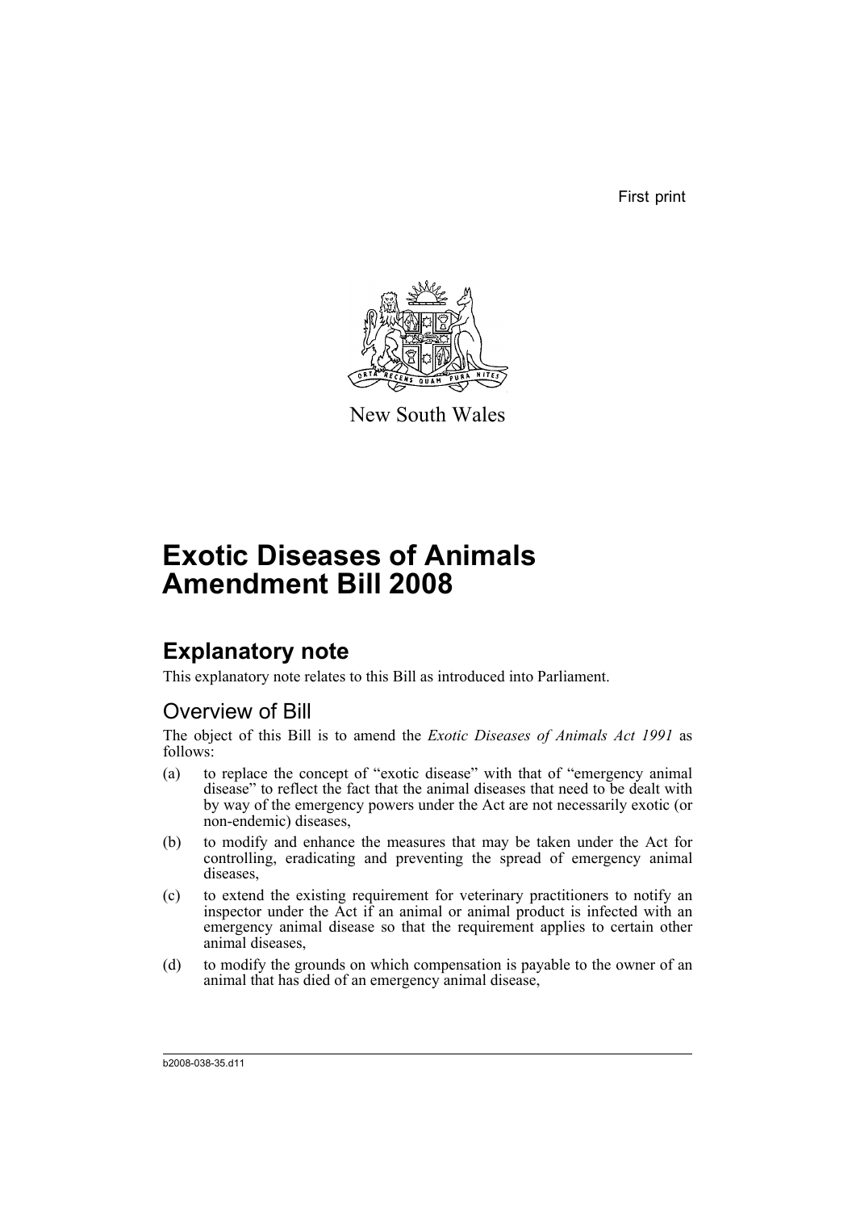First print

New South Wales

# Exotic Diseases of Animals Amendment Bill 2008

## Explanatory note

This explanatory note relates to this Bill as introduced into Parliament.

### Overview of Bill

The object of this Bill is to amend the *Exotic Diseases of Animals Act 1991* as follows:

(a) to replace the concept of "exotic disease" with that of "emergency animal disease" to reflect the fact that the animal diseases that need to be dealt with by way of the emergency powers under the Act are not necessarily exotic (or non-endemic) diseases,

(b) to modify and enhance the measures that may be taken under the Act for controlling, eradicating and preventing the spread of emergency animal diseases,

(c) to extend the existing requirement for veterinary practitioners to notify an inspector under the Act if an animal or animal product is infected with an emergency animal disease so that the requirement applies to certain other animal diseases,

(d) to modify the grounds on which compensation is payable to the owner of an animal that has died of an emergency animal disease,

b2008-038-35.d11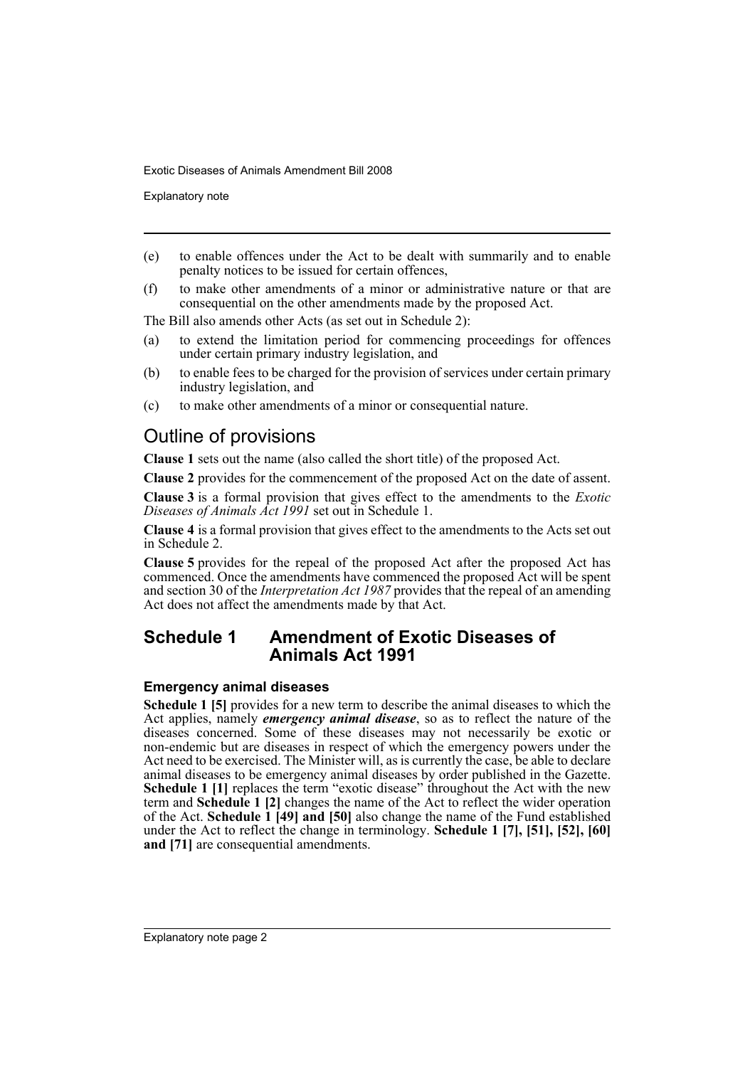(e) to enable offences under the Act to be dealt with summarily and to enable penalty notices to be issued for certain offences,

(f) to make other amendments of a minor or administrative nature or that are consequential on the other amendments made by the proposed Act.

The Bill also amends other Acts (as set out in Schedule 2):

(a) to extend the limitation period for commencing proceedings for offences under certain primary industry legislation, and

(b) to enable fees to be charged for the provision of services under certain primary industry legislation, and

(c) to make other amendments of a minor or consequential nature.

# Outline of provisions

**Clause 1** sets out the name (also called the short title) of the proposed Act.

**Clause 2** provides for the commencement of the proposed Act on the date of assent.

**Clause 3** is a formal provision that gives effect to the amendments to the *Exotic Diseases of Animals Act 1991* set out in Schedule 1.

**Clause 4** is a formal provision that gives effect to the amendments to the Acts set out in Schedule 2.

**Clause 5** provides for the repeal of the proposed Act after the proposed Act has commenced. Once the amendments have commenced the proposed Act will be spent and section 30 of the *Interpretation Act 1987* provides that the repeal of an amending Act does not affect the amendments made by that Act.

## Schedule 1 Amendment of Exotic Diseases of Animals Act 1991

### Emergency animal diseases

**Schedule 1 [5]** provides for a new term to describe the animal diseases to which the Act applies, namely ***emergency animal disease***, so as to reflect the nature of the diseases concerned. Some of these diseases may not necessarily be exotic or non-endemic but are diseases in respect of which the emergency powers under the Act need to be exercised. The Minister will, as is currently the case, be able to declare animal diseases to be emergency animal diseases by order published in the Gazette. **Schedule 1 [1]** replaces the term "exotic disease" throughout the Act with the new term and **Schedule 1 [2]** changes the name of the Act to reflect the wider operation of the Act. **Schedule 1 [49] and [50]** also change the name of the Fund established under the Act to reflect the change in terminology. **Schedule 1 [7], [51], [52], [60] and [71]** are consequential amendments.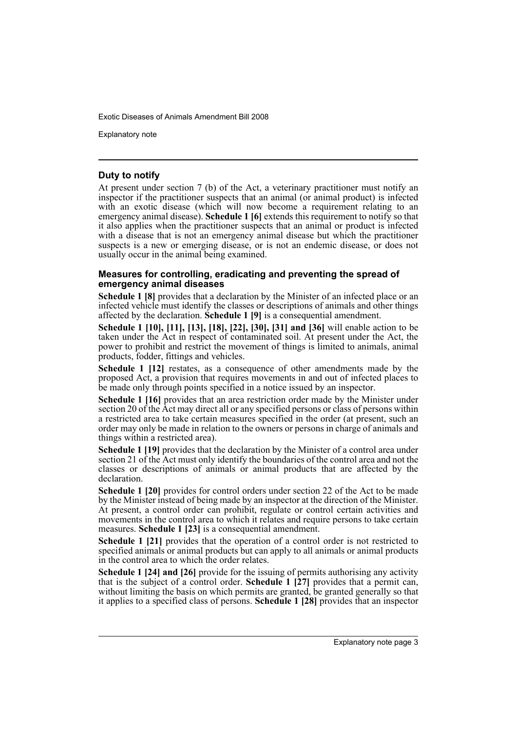## Duty to notify

At present under section 7 (b) of the Act, a veterinary practitioner must notify an inspector if the practitioner suspects that an animal (or animal product) is infected with an exotic disease (which will now become a requirement relating to an emergency animal disease). **Schedule 1 [6]** extends this requirement to notify so that it also applies when the practitioner suspects that an animal or product is infected with a disease that is not an emergency animal disease but which the practitioner suspects is a new or emerging disease, or is not an endemic disease, or does not usually occur in the animal being examined.

### Measures for controlling, eradicating and preventing the spread of emergency animal diseases

**Schedule 1 [8]** provides that a declaration by the Minister of an infected place or an infected vehicle must identify the classes or descriptions of animals and other things affected by the declaration. **Schedule 1 [9]** is a consequential amendment.

**Schedule 1 [10], [11], [13], [18], [22], [30], [31] and [36]** will enable action to be taken under the Act in respect of contaminated soil. At present under the Act, the power to prohibit and restrict the movement of things is limited to animals, animal products, fodder, fittings and vehicles.

**Schedule 1 [12]** restates, as a consequence of other amendments made by the proposed Act, a provision that requires movements in and out of infected places to be made only through points specified in a notice issued by an inspector.

**Schedule 1 [16]** provides that an area restriction order made by the Minister under section 20 of the Act may direct all or any specified persons or class of persons within a restricted area to take certain measures specified in the order (at present, such an order may only be made in relation to the owners or persons in charge of animals and things within a restricted area).

**Schedule 1 [19]** provides that the declaration by the Minister of a control area under section 21 of the Act must only identify the boundaries of the control area and not the classes or descriptions of animals or animal products that are affected by the declaration.

**Schedule 1 [20]** provides for control orders under section 22 of the Act to be made by the Minister instead of being made by an inspector at the direction of the Minister. At present, a control order can prohibit, regulate or control certain activities and movements in the control area to which it relates and require persons to take certain measures. **Schedule 1 [23]** is a consequential amendment.

**Schedule 1 [21]** provides that the operation of a control order is not restricted to specified animals or animal products but can apply to all animals or animal products in the control area to which the order relates.

**Schedule 1 [24] and [26]** provide for the issuing of permits authorising any activity that is the subject of a control order. **Schedule 1 [27]** provides that a permit can, without limiting the basis on which permits are granted, be granted generally so that it applies to a specified class of persons. **Schedule 1 [28]** provides that an inspector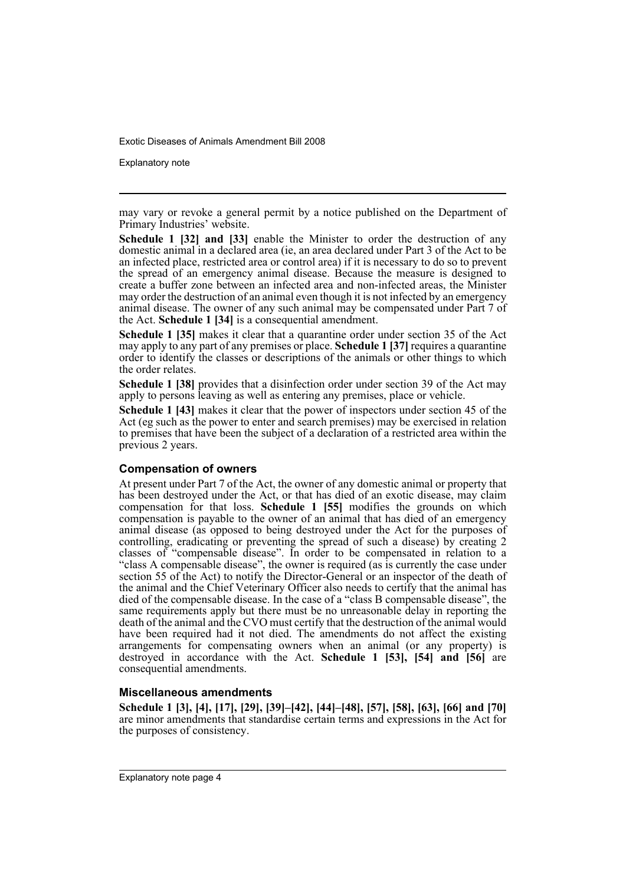may vary or revoke a general permit by a notice published on the Department of Primary Industries' website.

**Schedule 1 [32] and [33]** enable the Minister to order the destruction of any domestic animal in a declared area (ie, an area declared under Part 3 of the Act to be an infected place, restricted area or control area) if it is necessary to do so to prevent the spread of an emergency animal disease. Because the measure is designed to create a buffer zone between an infected area and non-infected areas, the Minister may order the destruction of an animal even though it is not infected by an emergency animal disease. The owner of any such animal may be compensated under Part 7 of the Act. **Schedule 1 [34]** is a consequential amendment.

**Schedule 1 [35]** makes it clear that a quarantine order under section 35 of the Act may apply to any part of any premises or place. **Schedule 1 [37]** requires a quarantine order to identify the classes or descriptions of the animals or other things to which the order relates.

**Schedule 1 [38]** provides that a disinfection order under section 39 of the Act may apply to persons leaving as well as entering any premises, place or vehicle.

**Schedule 1 [43]** makes it clear that the power of inspectors under section 45 of the Act (eg such as the power to enter and search premises) may be exercised in relation to premises that have been the subject of a declaration of a restricted area within the previous 2 years.

### Compensation of owners

At present under Part 7 of the Act, the owner of any domestic animal or property that has been destroyed under the Act, or that has died of an exotic disease, may claim compensation for that loss. **Schedule 1 [55]** modifies the grounds on which compensation is payable to the owner of an animal that has died of an emergency animal disease (as opposed to being destroyed under the Act for the purposes of controlling, eradicating or preventing the spread of such a disease) by creating 2 classes of "compensable disease". In order to be compensated in relation to a "class A compensable disease", the owner is required (as is currently the case under section 55 of the Act) to notify the Director-General or an inspector of the death of the animal and the Chief Veterinary Officer also needs to certify that the animal has died of the compensable disease. In the case of a "class B compensable disease", the same requirements apply but there must be no unreasonable delay in reporting the death of the animal and the CVO must certify that the destruction of the animal would have been required had it not died. The amendments do not affect the existing arrangements for compensating owners when an animal (or any property) is destroyed in accordance with the Act. **Schedule 1 [53], [54] and [56]** are consequential amendments.

### Miscellaneous amendments

**Schedule 1 [3], [4], [17], [29], [39]–[42], [44]–[48], [57], [58], [63], [66] and [70]** are minor amendments that standardise certain terms and expressions in the Act for the purposes of consistency.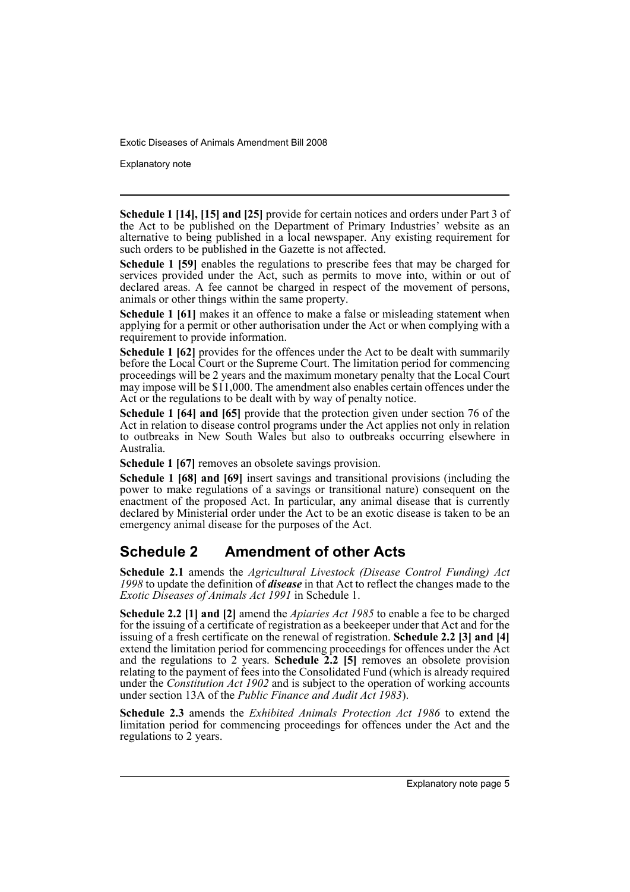**Schedule 1 [14], [15] and [25]** provide for certain notices and orders under Part 3 of the Act to be published on the Department of Primary Industries' website as an alternative to being published in a local newspaper. Any existing requirement for such orders to be published in the Gazette is not affected.

**Schedule 1 [59]** enables the regulations to prescribe fees that may be charged for services provided under the Act, such as permits to move into, within or out of declared areas. A fee cannot be charged in respect of the movement of persons, animals or other things within the same property.

**Schedule 1 [61]** makes it an offence to make a false or misleading statement when applying for a permit or other authorisation under the Act or when complying with a requirement to provide information.

**Schedule 1 [62]** provides for the offences under the Act to be dealt with summarily before the Local Court or the Supreme Court. The limitation period for commencing proceedings will be 2 years and the maximum monetary penalty that the Local Court may impose will be $11,000. The amendment also enables certain offences under the Act or the regulations to be dealt with by way of penalty notice.

**Schedule 1 [64] and [65]** provide that the protection given under section 76 of the Act in relation to disease control programs under the Act applies not only in relation to outbreaks in New South Wales but also to outbreaks occurring elsewhere in Australia.

**Schedule 1 [67]** removes an obsolete savings provision.

**Schedule 1 [68] and [69]** insert savings and transitional provisions (including the power to make regulations of a savings or transitional nature) consequent on the enactment of the proposed Act. In particular, any animal disease that is currently declared by Ministerial order under the Act to be an exotic disease is taken to be an emergency animal disease for the purposes of the Act.

## Schedule 2 Amendment of other Acts

**Schedule 2.1** amends the *Agricultural Livestock (Disease Control Funding) Act 1998* to update the definition of ***disease*** in that Act to reflect the changes made to the *Exotic Diseases of Animals Act 1991* in Schedule 1.

**Schedule 2.2 [1] and [2]** amend the *Apiaries Act 1985* to enable a fee to be charged for the issuing of a certificate of registration as a beekeeper under that Act and for the issuing of a fresh certificate on the renewal of registration. **Schedule 2.2 [3] and [4]** extend the limitation period for commencing proceedings for offences under the Act and the regulations to 2 years. **Schedule 2.2 [5]** removes an obsolete provision relating to the payment of fees into the Consolidated Fund (which is already required under the *Constitution Act 1902* and is subject to the operation of working accounts under section 13A of the *Public Finance and Audit Act 1983*).

**Schedule 2.3** amends the *Exhibited Animals Protection Act 1986* to extend the limitation period for commencing proceedings for offences under the Act and the regulations to 2 years.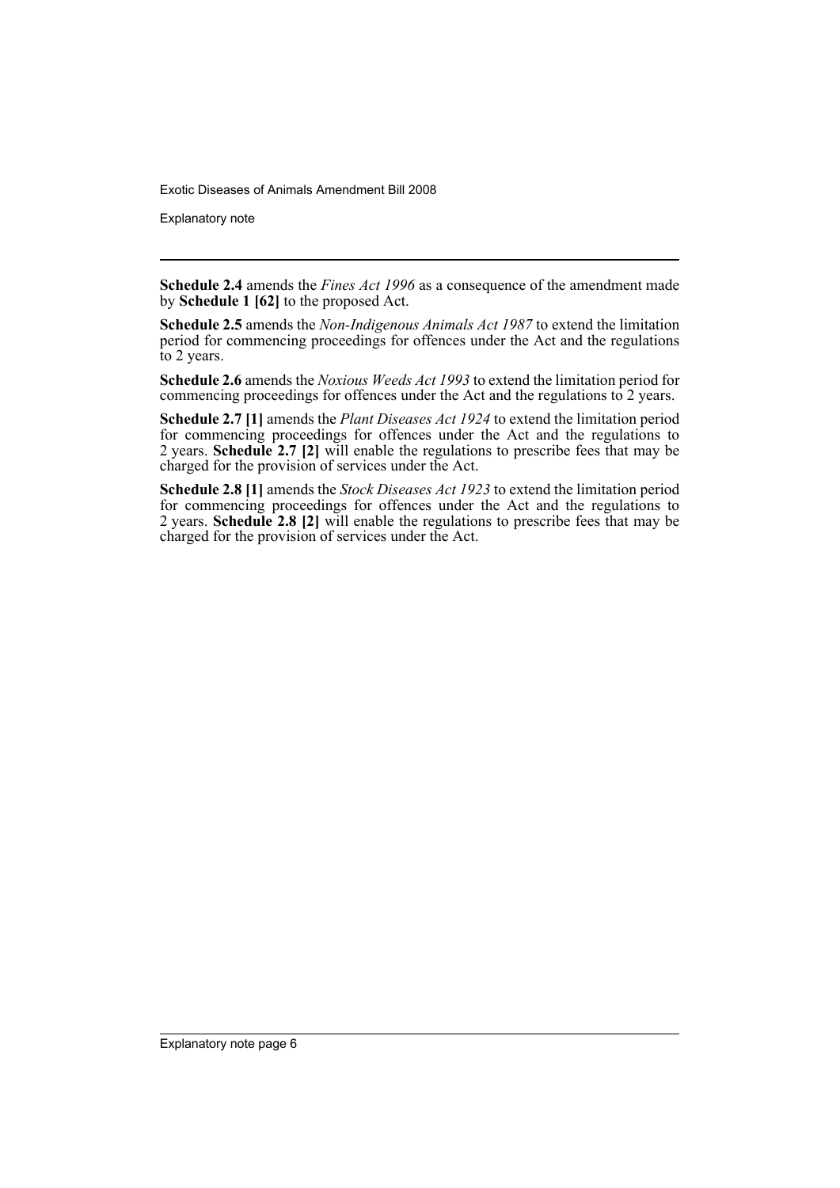**Schedule 2.4** amends the *Fines Act 1996* as a consequence of the amendment made by **Schedule 1 [62]** to the proposed Act.

**Schedule 2.5** amends the *Non-Indigenous Animals Act 1987* to extend the limitation period for commencing proceedings for offences under the Act and the regulations to 2 years.

**Schedule 2.6** amends the *Noxious Weeds Act 1993* to extend the limitation period for commencing proceedings for offences under the Act and the regulations to 2 years.

**Schedule 2.7 [1]** amends the *Plant Diseases Act 1924* to extend the limitation period for commencing proceedings for offences under the Act and the regulations to 2 years. **Schedule 2.7 [2]** will enable the regulations to prescribe fees that may be charged for the provision of services under the Act.

**Schedule 2.8 [1]** amends the *Stock Diseases Act 1923* to extend the limitation period for commencing proceedings for offences under the Act and the regulations to 2 years. **Schedule 2.8 [2]** will enable the regulations to prescribe fees that may be charged for the provision of services under the Act.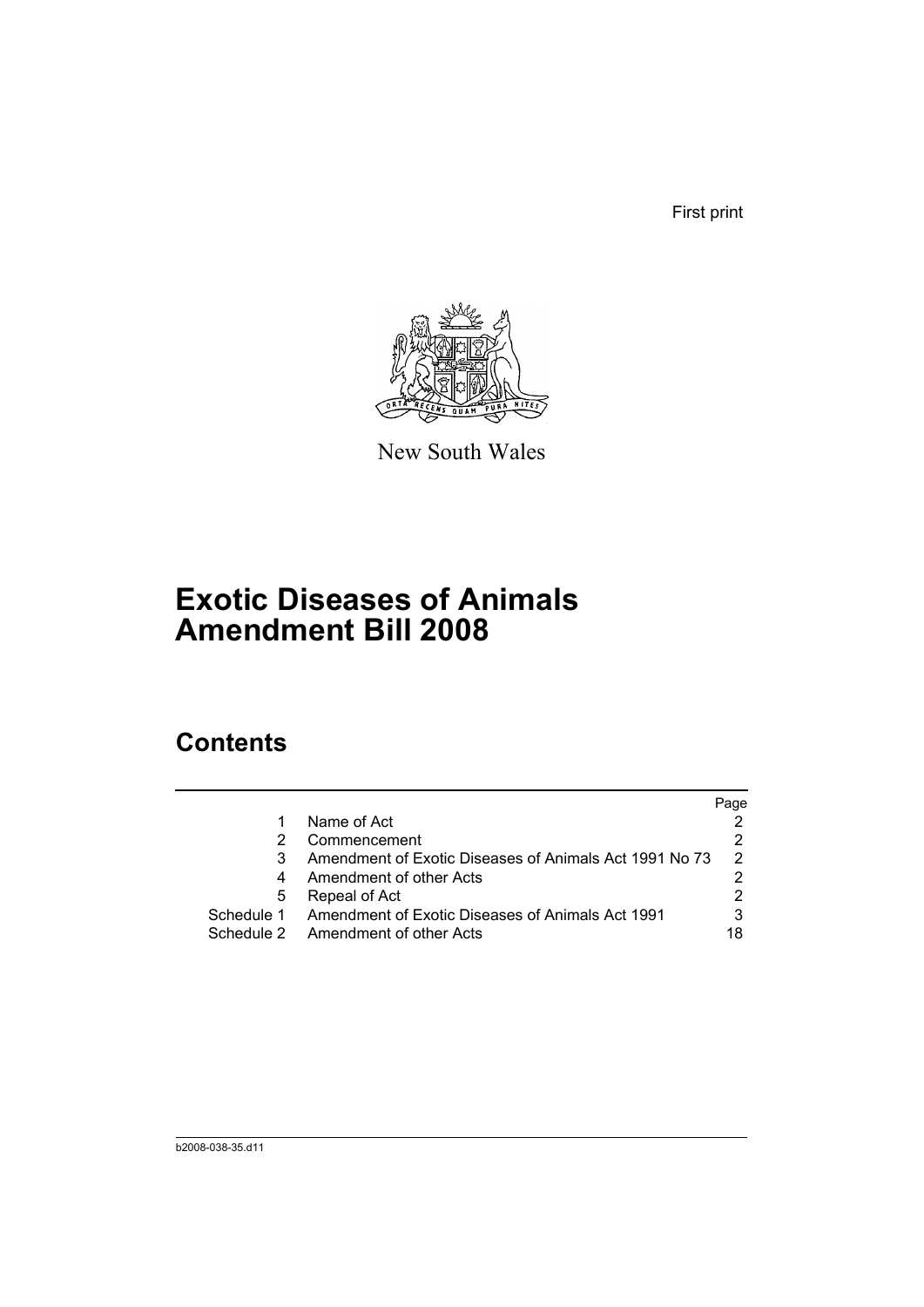First print

New South Wales

# Exotic Diseases of Animals Amendment Bill 2008

## Contents

| | | Page |
|---|---|---|
| 1 | Name of Act | 2 |
| 2 | Commencement | 2 |
| 3 | Amendment of Exotic Diseases of Animals Act 1991 No 73 | 2 |
| 4 | Amendment of other Acts | 2 |
| 5 | Repeal of Act | 2 |
| Schedule 1 | Amendment of Exotic Diseases of Animals Act 1991 | 3 |
| Schedule 2 | Amendment of other Acts | 18 |

b2008-038-35.d11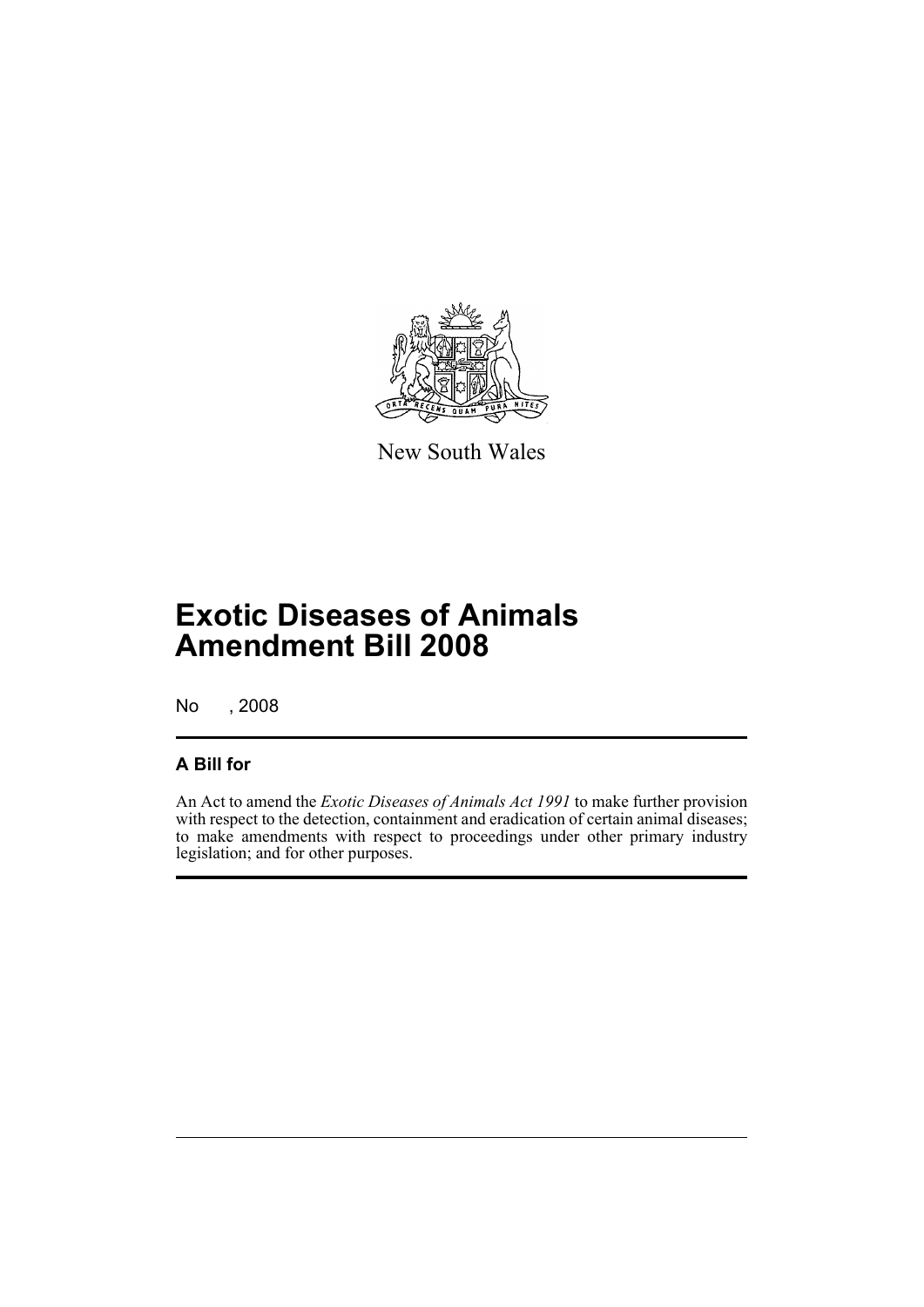New South Wales

# Exotic Diseases of Animals Amendment Bill 2008

No , 2008

## A Bill for

An Act to amend the *Exotic Diseases of Animals Act 1991* to make further provision with respect to the detection, containment and eradication of certain animal diseases; to make amendments with respect to proceedings under other primary industry legislation; and for other purposes.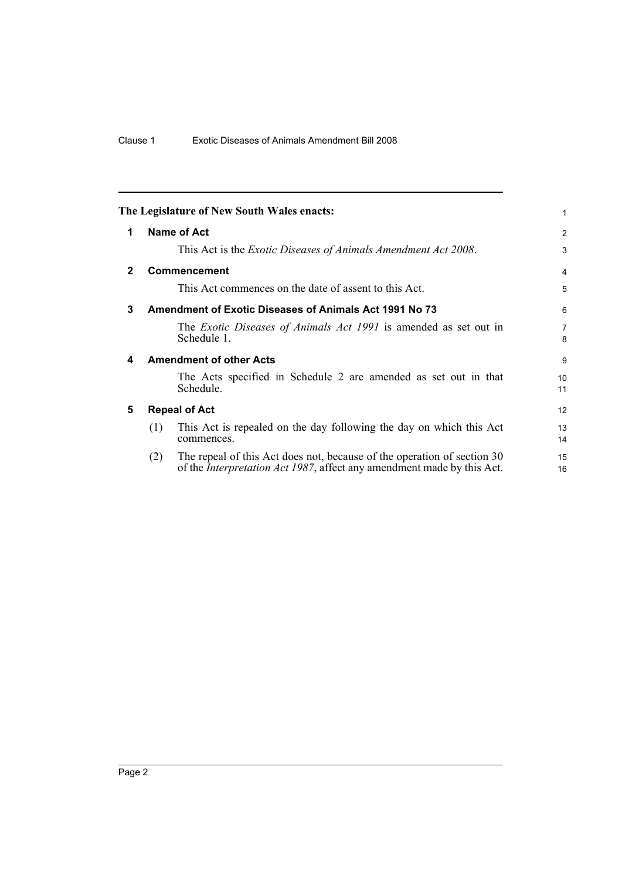The Legislature of New South Wales enacts:

## 1 Name of Act

This Act is the *Exotic Diseases of Animals Amendment Act 2008*.

## 2 Commencement

This Act commences on the date of assent to this Act.

## 3 Amendment of Exotic Diseases of Animals Act 1991 No 73

The *Exotic Diseases of Animals Act 1991* is amended as set out in Schedule 1.

## 4 Amendment of other Acts

The Acts specified in Schedule 2 are amended as set out in that Schedule.

## 5 Repeal of Act

(1) This Act is repealed on the day following the day on which this Act commences.

(2) The repeal of this Act does not, because of the operation of section 30 of the *Interpretation Act 1987*, affect any amendment made by this Act.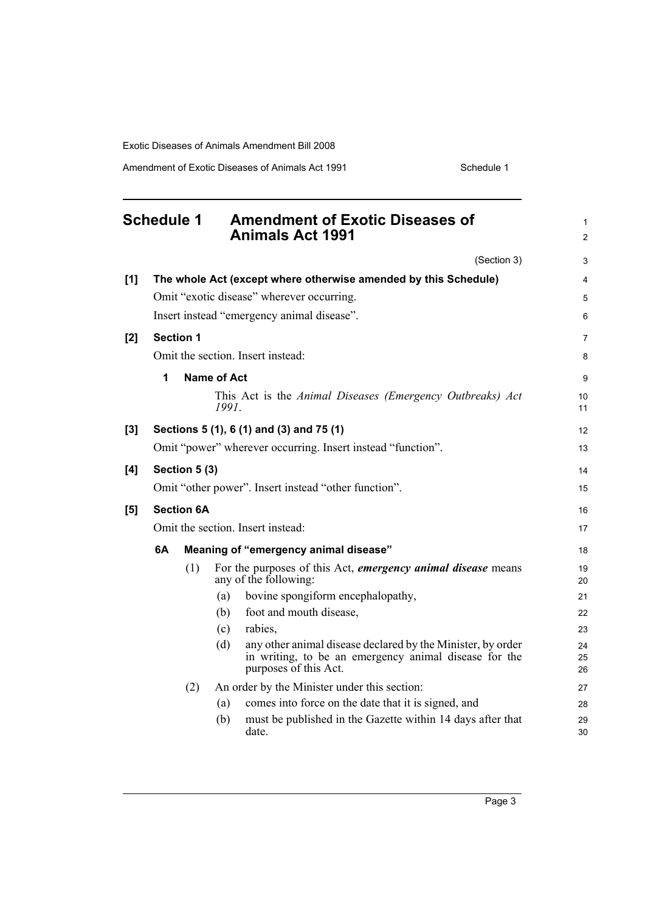# Schedule 1 Amendment of Exotic Diseases of Animals Act 1991

(Section 3)

**[1] The whole Act (except where otherwise amended by this Schedule)**

Omit "exotic disease" wherever occurring.

Insert instead "emergency animal disease".

**[2] Section 1**

Omit the section. Insert instead:

**1 Name of Act**

This Act is the *Animal Diseases (Emergency Outbreaks) Act 1991*.

**[3] Sections 5 (1), 6 (1) and (3) and 75 (1)**

Omit "power" wherever occurring. Insert instead "function".

**[4] Section 5 (3)**

Omit "other power". Insert instead "other function".

**[5] Section 6A**

Omit the section. Insert instead:

**6A Meaning of "emergency animal disease"**

(1) For the purposes of this Act, ***emergency animal disease*** means any of the following:

(a) bovine spongiform encephalopathy,

(b) foot and mouth disease,

(c) rabies,

(d) any other animal disease declared by the Minister, by order in writing, to be an emergency animal disease for the purposes of this Act.

(2) An order by the Minister under this section:

(a) comes into force on the date that it is signed, and

(b) must be published in the Gazette within 14 days after that date.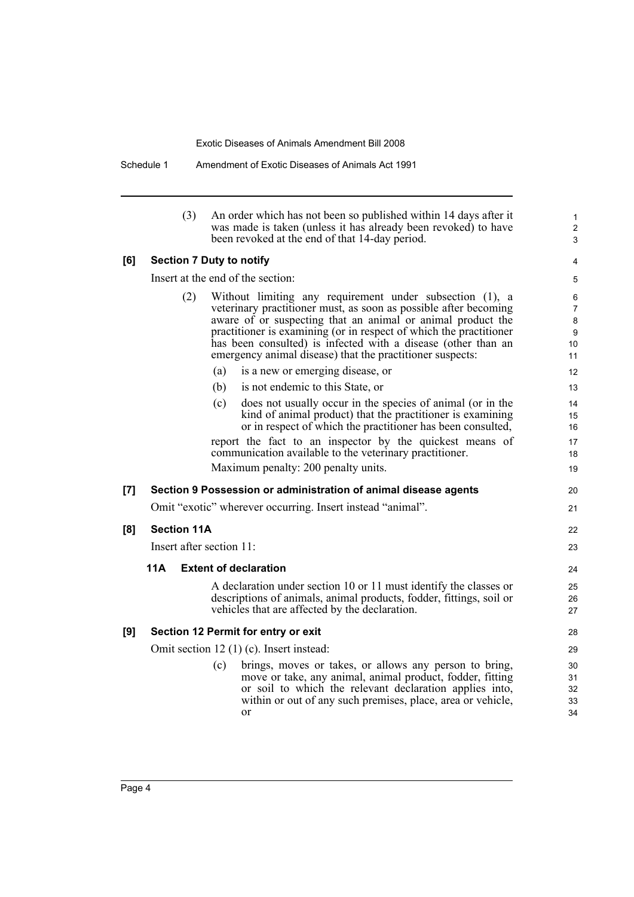(3) An order which has not been so published within 14 days after it was made is taken (unless it has already been revoked) to have been revoked at the end of that 14-day period.

**[6] Section 7 Duty to notify**

Insert at the end of the section:

(2) Without limiting any requirement under subsection (1), a veterinary practitioner must, as soon as possible after becoming aware of or suspecting that an animal or animal product the practitioner is examining (or in respect of which the practitioner has been consulted) is infected with a disease (other than an emergency animal disease) that the practitioner suspects:

(a) is a new or emerging disease, or

(b) is not endemic to this State, or

(c) does not usually occur in the species of animal (or in the kind of animal product) that the practitioner is examining or in respect of which the practitioner has been consulted,

report the fact to an inspector by the quickest means of communication available to the veterinary practitioner.

Maximum penalty: 200 penalty units.

**[7] Section 9 Possession or administration of animal disease agents**

Omit "exotic" wherever occurring. Insert instead "animal".

**[8] Section 11A**

Insert after section 11:

**11A Extent of declaration**

A declaration under section 10 or 11 must identify the classes or descriptions of animals, animal products, fodder, fittings, soil or vehicles that are affected by the declaration.

**[9] Section 12 Permit for entry or exit**

Omit section 12 (1) (c). Insert instead:

(c) brings, moves or takes, or allows any person to bring, move or take, any animal, animal product, fodder, fitting or soil to which the relevant declaration applies into, within or out of any such premises, place, area or vehicle, or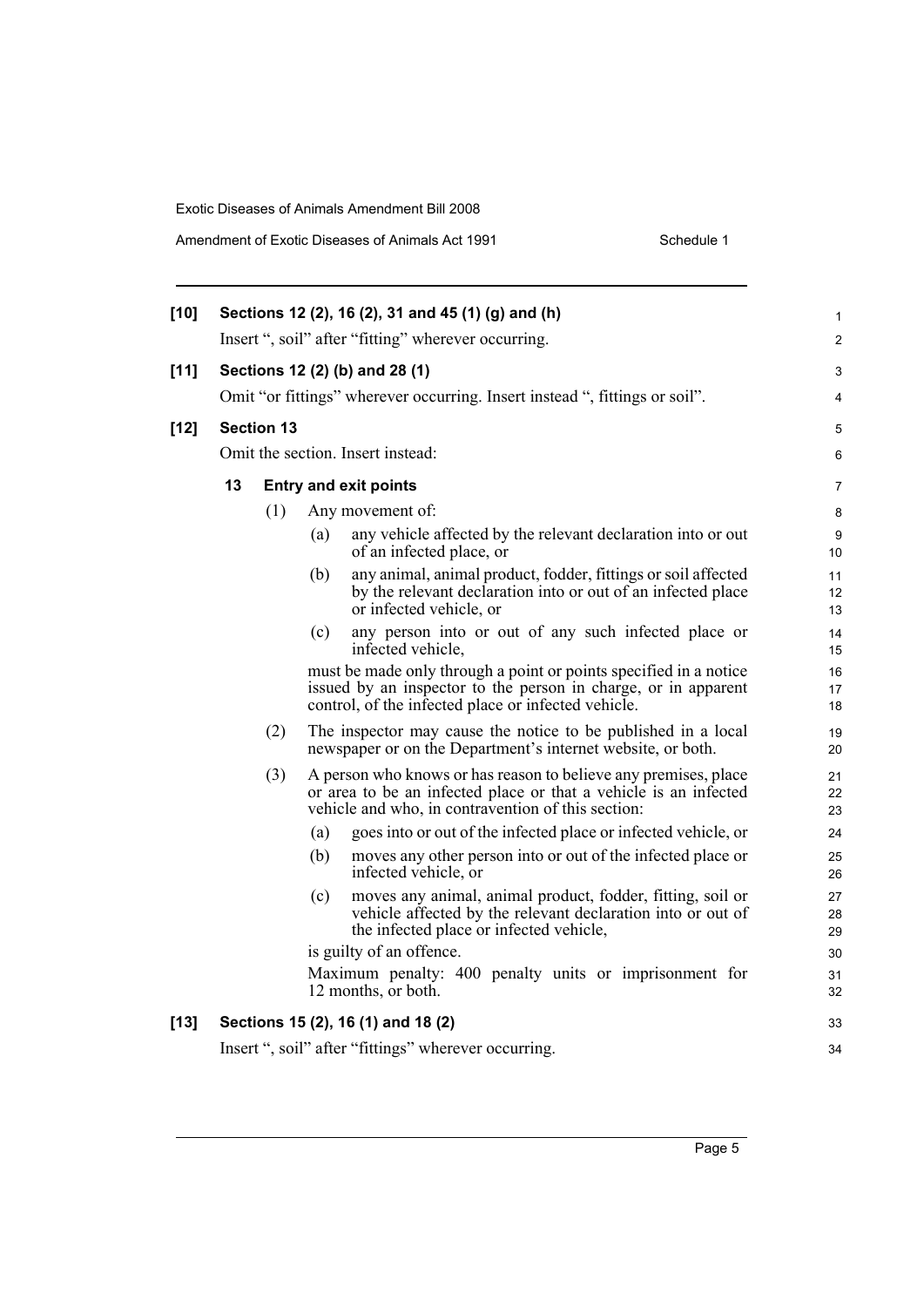**[10] Sections 12 (2), 16 (2), 31 and 45 (1) (g) and (h)**

Insert ", soil" after "fitting" wherever occurring.

**[11] Sections 12 (2) (b) and 28 (1)**

Omit "or fittings" wherever occurring. Insert instead ", fittings or soil".

**[12] Section 13**

Omit the section. Insert instead:

**13 Entry and exit points**

(1) Any movement of:

(a) any vehicle affected by the relevant declaration into or out of an infected place, or

(b) any animal, animal product, fodder, fittings or soil affected by the relevant declaration into or out of an infected place or infected vehicle, or

(c) any person into or out of any such infected place or infected vehicle,

must be made only through a point or points specified in a notice issued by an inspector to the person in charge, or in apparent control, of the infected place or infected vehicle.

(2) The inspector may cause the notice to be published in a local newspaper or on the Department's internet website, or both.

(3) A person who knows or has reason to believe any premises, place or area to be an infected place or that a vehicle is an infected vehicle and who, in contravention of this section:

(a) goes into or out of the infected place or infected vehicle, or

(b) moves any other person into or out of the infected place or infected vehicle, or

(c) moves any animal, animal product, fodder, fitting, soil or vehicle affected by the relevant declaration into or out of the infected place or infected vehicle,

is guilty of an offence.

Maximum penalty: 400 penalty units or imprisonment for 12 months, or both.

**[13] Sections 15 (2), 16 (1) and 18 (2)**

Insert ", soil" after "fittings" wherever occurring.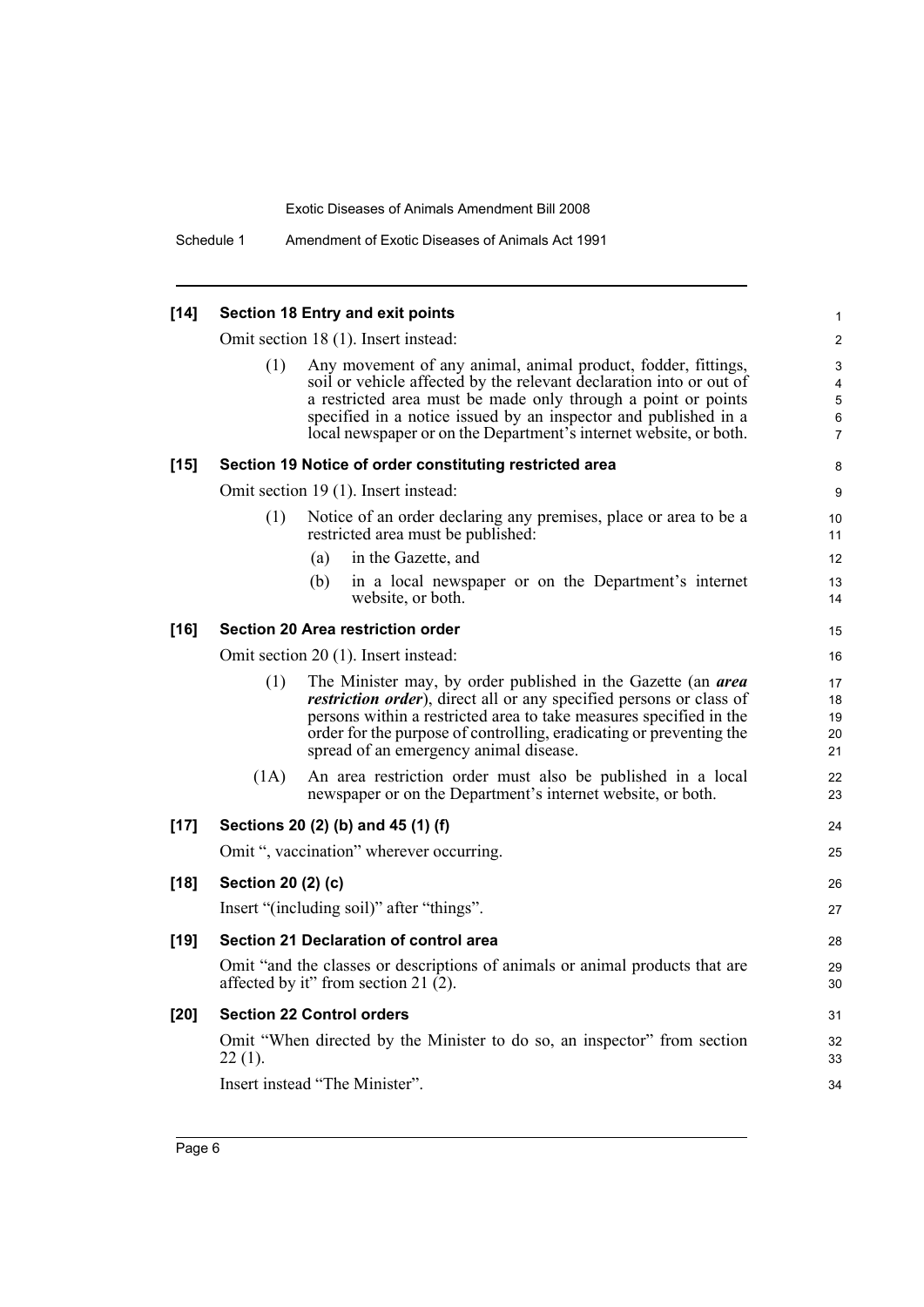### [14] Section 18 Entry and exit points

Omit section 18 (1). Insert instead:

> (1) Any movement of any animal, animal product, fodder, fittings, soil or vehicle affected by the relevant declaration into or out of a restricted area must be made only through a point or points specified in a notice issued by an inspector and published in a local newspaper or on the Department's internet website, or both.

### [15] Section 19 Notice of order constituting restricted area

Omit section 19 (1). Insert instead:

> (1) Notice of an order declaring any premises, place or area to be a restricted area must be published:
>
> (a) in the Gazette, and
>
> (b) in a local newspaper or on the Department's internet website, or both.

### [16] Section 20 Area restriction order

Omit section 20 (1). Insert instead:

> (1) The Minister may, by order published in the Gazette (an ***area restriction order***), direct all or any specified persons or class of persons within a restricted area to take measures specified in the order for the purpose of controlling, eradicating or preventing the spread of an emergency animal disease.
>
> (1A) An area restriction order must also be published in a local newspaper or on the Department's internet website, or both.

### [17] Sections 20 (2) (b) and 45 (1) (f)

Omit ", vaccination" wherever occurring.

### [18] Section 20 (2) (c)

Insert "(including soil)" after "things".

### [19] Section 21 Declaration of control area

Omit "and the classes or descriptions of animals or animal products that are affected by it" from section 21 (2).

### [20] Section 22 Control orders

Omit "When directed by the Minister to do so, an inspector" from section 22 (1).

Insert instead "The Minister".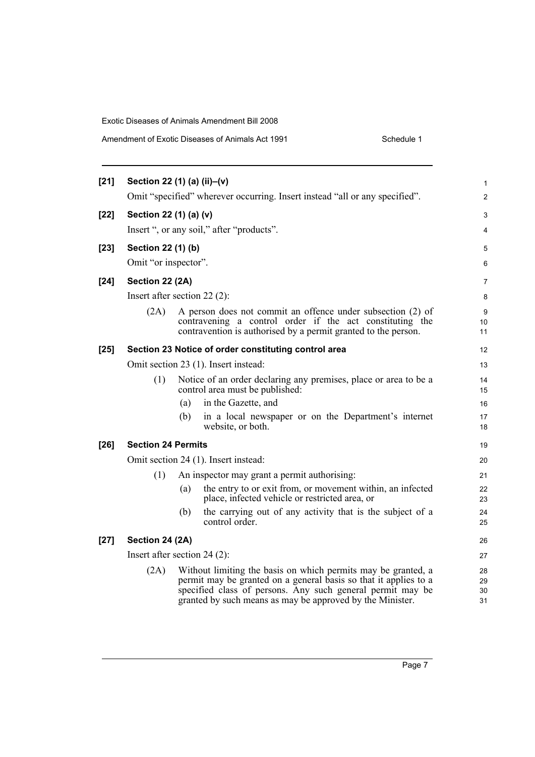**[21] Section 22 (1) (a) (ii)–(v)**

Omit "specified" wherever occurring. Insert instead "all or any specified".

**[22] Section 22 (1) (a) (v)**

Insert ", or any soil," after "products".

**[23] Section 22 (1) (b)**

Omit "or inspector".

**[24] Section 22 (2A)**

Insert after section 22 (2):

(2A) A person does not commit an offence under subsection (2) of contravening a control order if the act constituting the contravention is authorised by a permit granted to the person.

**[25] Section 23 Notice of order constituting control area**

Omit section 23 (1). Insert instead:

(1) Notice of an order declaring any premises, place or area to be a control area must be published:

(a) in the Gazette, and

(b) in a local newspaper or on the Department's internet website, or both.

**[26] Section 24 Permits**

Omit section 24 (1). Insert instead:

(1) An inspector may grant a permit authorising:

(a) the entry to or exit from, or movement within, an infected place, infected vehicle or restricted area, or

(b) the carrying out of any activity that is the subject of a control order.

**[27] Section 24 (2A)**

Insert after section 24 (2):

(2A) Without limiting the basis on which permits may be granted, a permit may be granted on a general basis so that it applies to a specified class of persons. Any such general permit may be granted by such means as may be approved by the Minister.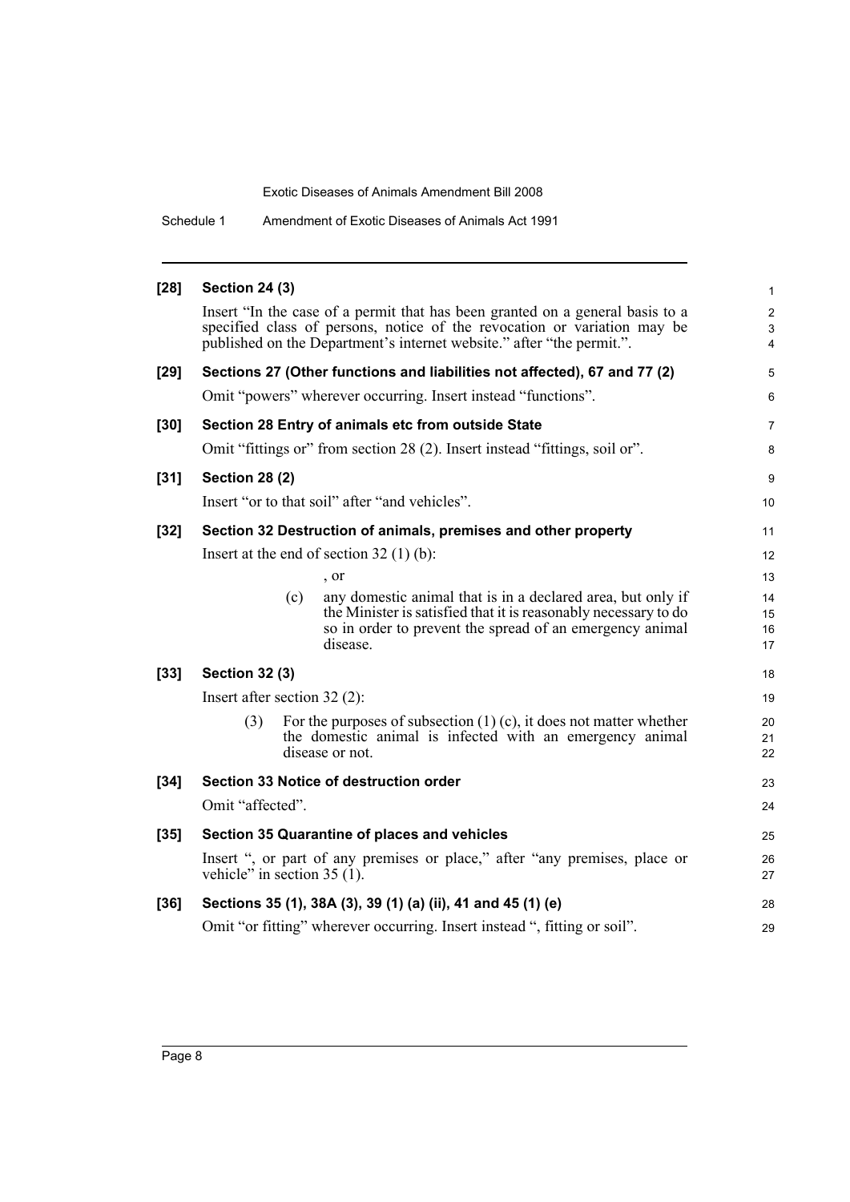**[28] Section 24 (3)**

Insert "In the case of a permit that has been granted on a general basis to a specified class of persons, notice of the revocation or variation may be published on the Department's internet website." after "the permit.".

**[29] Sections 27 (Other functions and liabilities not affected), 67 and 77 (2)**

Omit "powers" wherever occurring. Insert instead "functions".

**[30] Section 28 Entry of animals etc from outside State**

Omit "fittings or" from section 28 (2). Insert instead "fittings, soil or".

**[31] Section 28 (2)**

Insert "or to that soil" after "and vehicles".

**[32] Section 32 Destruction of animals, premises and other property**

Insert at the end of section 32 (1) (b):

, or

(c) any domestic animal that is in a declared area, but only if the Minister is satisfied that it is reasonably necessary to do so in order to prevent the spread of an emergency animal disease.

**[33] Section 32 (3)**

Insert after section 32 (2):

(3) For the purposes of subsection (1) (c), it does not matter whether the domestic animal is infected with an emergency animal disease or not.

**[34] Section 33 Notice of destruction order**

Omit "affected".

**[35] Section 35 Quarantine of places and vehicles**

Insert ", or part of any premises or place," after "any premises, place or vehicle" in section 35 (1).

**[36] Sections 35 (1), 38A (3), 39 (1) (a) (ii), 41 and 45 (1) (e)**

Omit "or fitting" wherever occurring. Insert instead ", fitting or soil".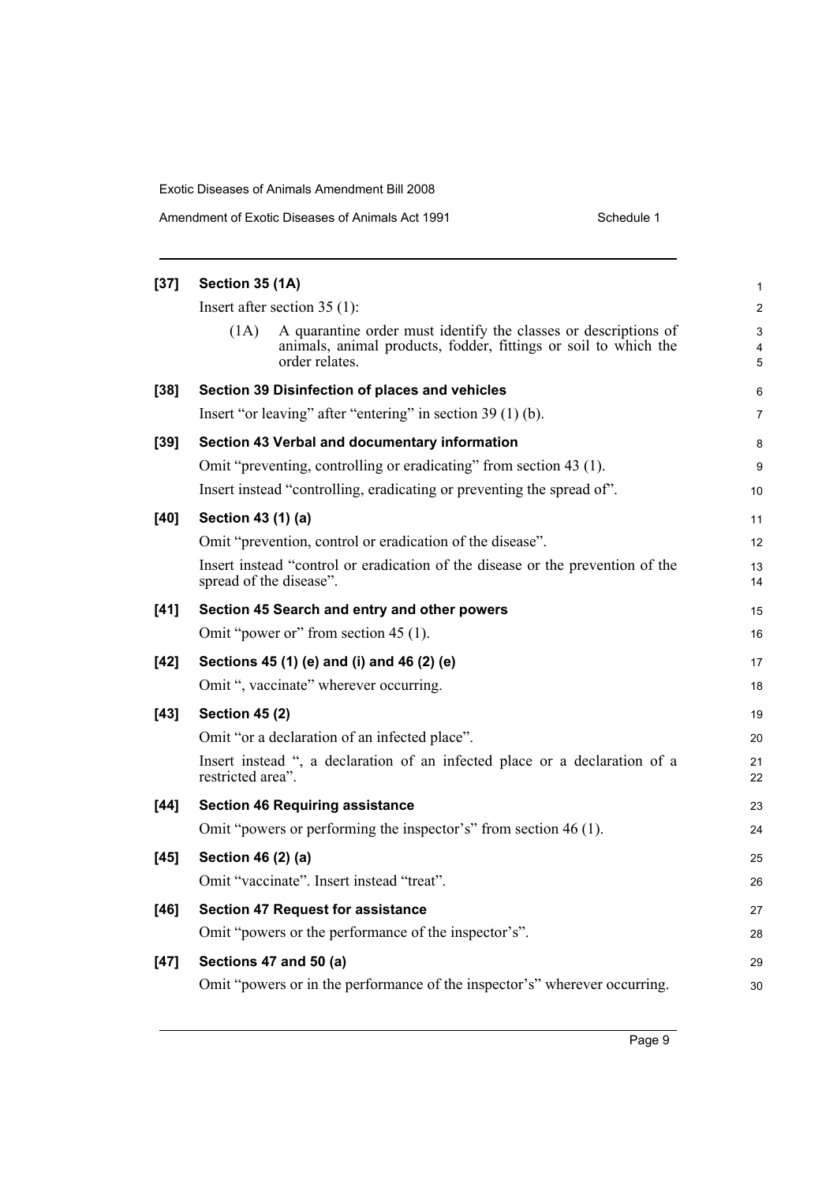**[37] Section 35 (1A)**

Insert after section 35 (1):

(1A) A quarantine order must identify the classes or descriptions of animals, animal products, fodder, fittings or soil to which the order relates.

**[38] Section 39 Disinfection of places and vehicles**

Insert "or leaving" after "entering" in section 39 (1) (b).

**[39] Section 43 Verbal and documentary information**

Omit "preventing, controlling or eradicating" from section 43 (1).

Insert instead "controlling, eradicating or preventing the spread of".

**[40] Section 43 (1) (a)**

Omit "prevention, control or eradication of the disease".

Insert instead "control or eradication of the disease or the prevention of the spread of the disease".

**[41] Section 45 Search and entry and other powers**

Omit "power or" from section 45 (1).

**[42] Sections 45 (1) (e) and (i) and 46 (2) (e)**

Omit ", vaccinate" wherever occurring.

**[43] Section 45 (2)**

Omit "or a declaration of an infected place".

Insert instead ", a declaration of an infected place or a declaration of a restricted area".

**[44] Section 46 Requiring assistance**

Omit "powers or performing the inspector's" from section 46 (1).

**[45] Section 46 (2) (a)**

Omit "vaccinate". Insert instead "treat".

**[46] Section 47 Request for assistance**

Omit "powers or the performance of the inspector's".

**[47] Sections 47 and 50 (a)**

Omit "powers or in the performance of the inspector's" wherever occurring.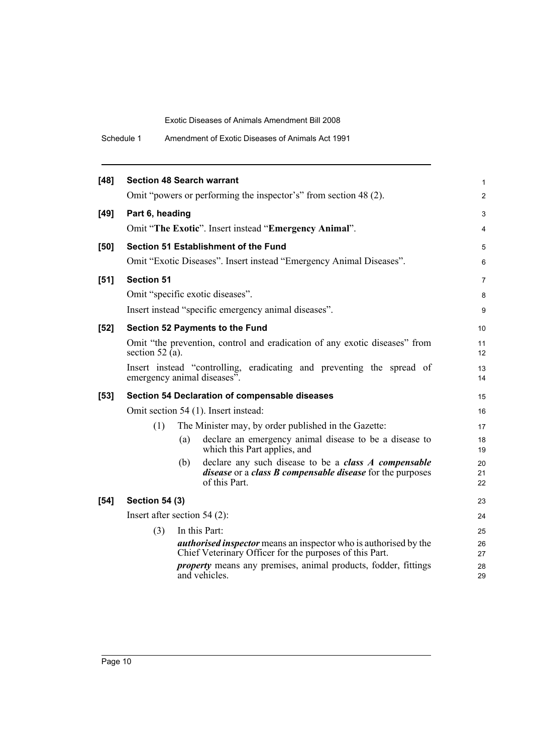**[48] Section 48 Search warrant**

Omit "powers or performing the inspector's" from section 48 (2).

**[49] Part 6, heading**

Omit "**The Exotic**". Insert instead "**Emergency Animal**".

**[50] Section 51 Establishment of the Fund**

Omit "Exotic Diseases". Insert instead "Emergency Animal Diseases".

**[51] Section 51**

Omit "specific exotic diseases".

Insert instead "specific emergency animal diseases".

**[52] Section 52 Payments to the Fund**

Omit "the prevention, control and eradication of any exotic diseases" from section 52 (a).

Insert instead "controlling, eradicating and preventing the spread of emergency animal diseases".

**[53] Section 54 Declaration of compensable diseases**

Omit section 54 (1). Insert instead:

(1) The Minister may, by order published in the Gazette:

(a) declare an emergency animal disease to be a disease to which this Part applies, and

(b) declare any such disease to be a ***class A compensable disease*** or a ***class B compensable disease*** for the purposes of this Part.

**[54] Section 54 (3)**

Insert after section 54 (2):

(3) In this Part:

***authorised inspector*** means an inspector who is authorised by the Chief Veterinary Officer for the purposes of this Part.

***property*** means any premises, animal products, fodder, fittings and vehicles.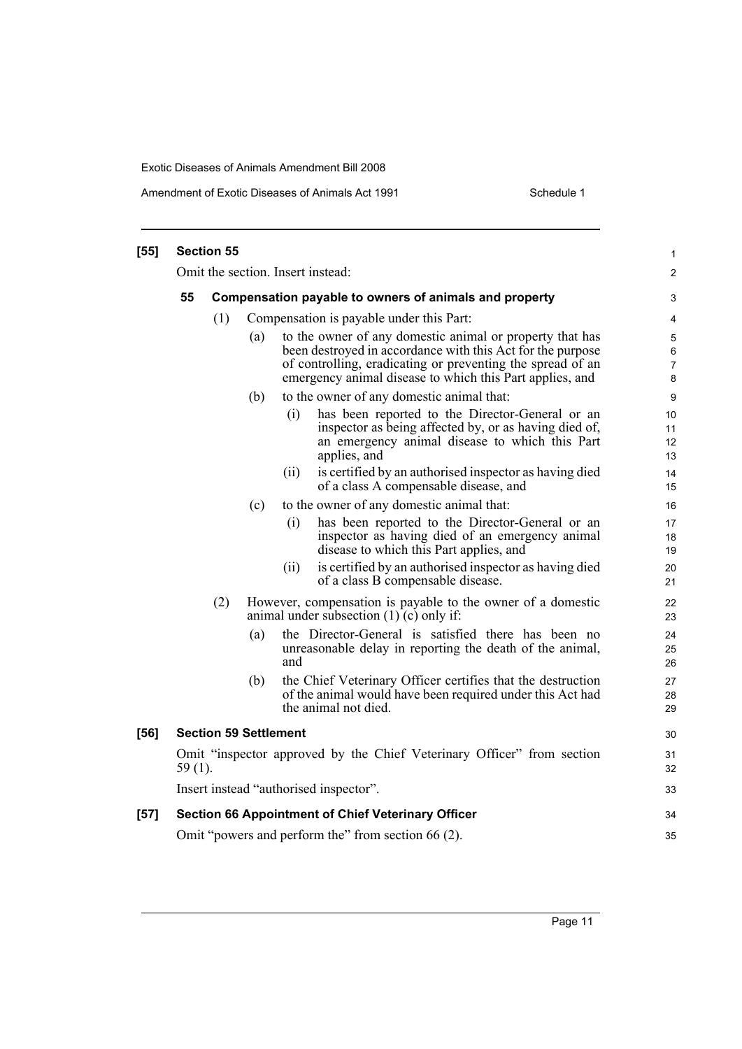**[55] Section 55**

Omit the section. Insert instead:

**55 Compensation payable to owners of animals and property**

(1) Compensation is payable under this Part:

(a) to the owner of any domestic animal or property that has been destroyed in accordance with this Act for the purpose of controlling, eradicating or preventing the spread of an emergency animal disease to which this Part applies, and

(b) to the owner of any domestic animal that:

(i) has been reported to the Director-General or an inspector as being affected by, or as having died of, an emergency animal disease to which this Part applies, and

(ii) is certified by an authorised inspector as having died of a class A compensable disease, and

(c) to the owner of any domestic animal that:

(i) has been reported to the Director-General or an inspector as having died of an emergency animal disease to which this Part applies, and

(ii) is certified by an authorised inspector as having died of a class B compensable disease.

(2) However, compensation is payable to the owner of a domestic animal under subsection (1) (c) only if:

(a) the Director-General is satisfied there has been no unreasonable delay in reporting the death of the animal, and

(b) the Chief Veterinary Officer certifies that the destruction of the animal would have been required under this Act had the animal not died.

**[56] Section 59 Settlement**

Omit "inspector approved by the Chief Veterinary Officer" from section 59 (1).

Insert instead "authorised inspector".

**[57] Section 66 Appointment of Chief Veterinary Officer**

Omit "powers and perform the" from section 66 (2).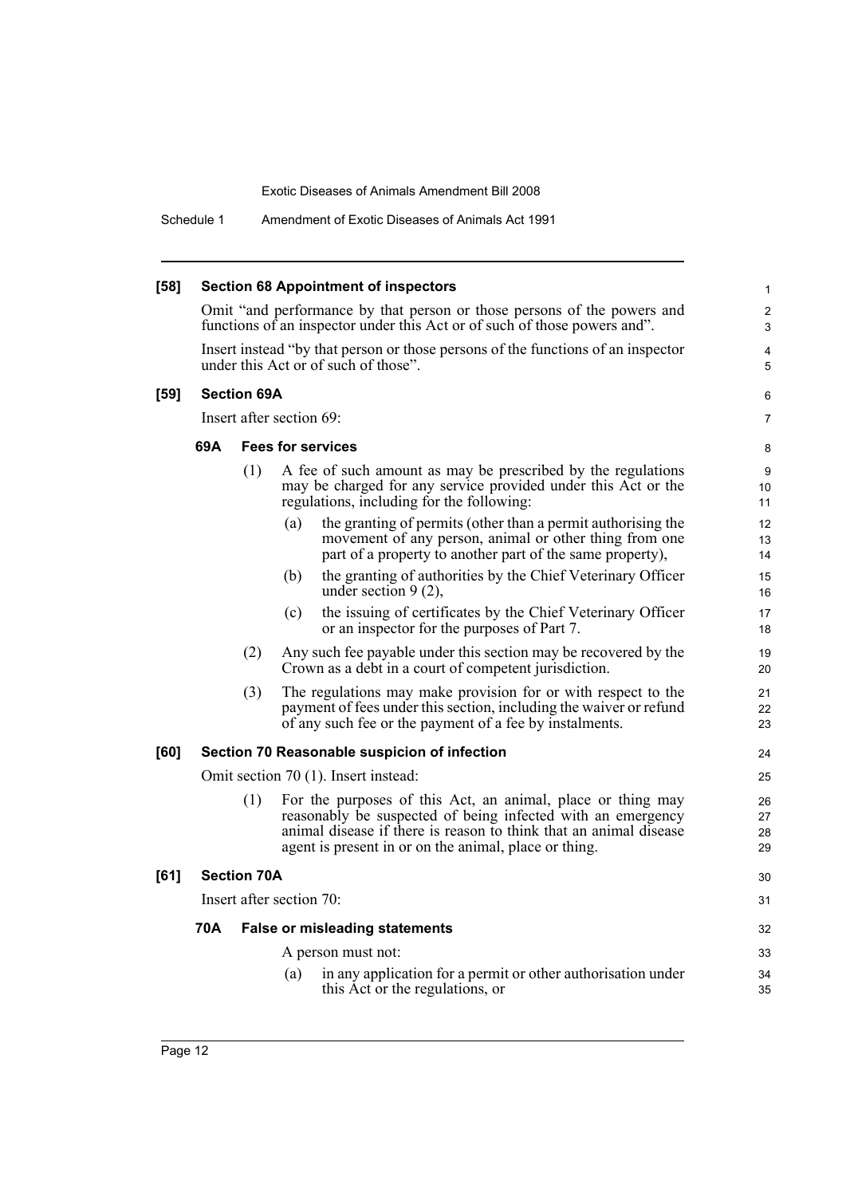**[58] Section 68 Appointment of inspectors**

Omit "and performance by that person or those persons of the powers and functions of an inspector under this Act or of such of those powers and".

Insert instead "by that person or those persons of the functions of an inspector under this Act or of such of those".

**[59] Section 69A**

Insert after section 69:

**69A Fees for services**

(1) A fee of such amount as may be prescribed by the regulations may be charged for any service provided under this Act or the regulations, including for the following:

(a) the granting of permits (other than a permit authorising the movement of any person, animal or other thing from one part of a property to another part of the same property),

(b) the granting of authorities by the Chief Veterinary Officer under section 9 (2),

(c) the issuing of certificates by the Chief Veterinary Officer or an inspector for the purposes of Part 7.

(2) Any such fee payable under this section may be recovered by the Crown as a debt in a court of competent jurisdiction.

(3) The regulations may make provision for or with respect to the payment of fees under this section, including the waiver or refund of any such fee or the payment of a fee by instalments.

**[60] Section 70 Reasonable suspicion of infection**

Omit section 70 (1). Insert instead:

(1) For the purposes of this Act, an animal, place or thing may reasonably be suspected of being infected with an emergency animal disease if there is reason to think that an animal disease agent is present in or on the animal, place or thing.

**[61] Section 70A**

Insert after section 70:

**70A False or misleading statements**

A person must not:

(a) in any application for a permit or other authorisation under this Act or the regulations, or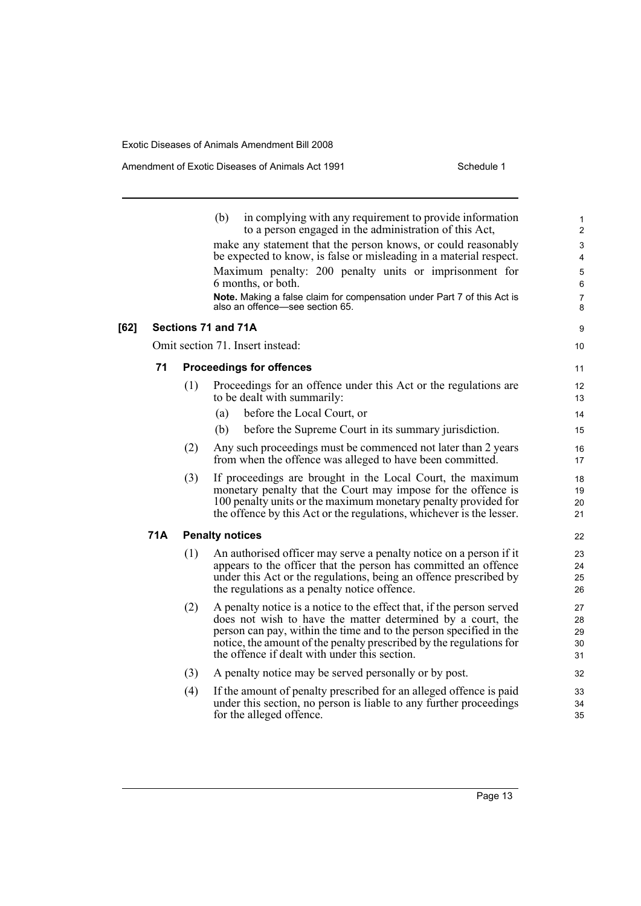(b) in complying with any requirement to provide information to a person engaged in the administration of this Act,

make any statement that the person knows, or could reasonably be expected to know, is false or misleading in a material respect.

Maximum penalty: 200 penalty units or imprisonment for 6 months, or both.

**Note.** Making a false claim for compensation under Part 7 of this Act is also an offence—see section 65.

### [62] Sections 71 and 71A

Omit section 71. Insert instead:

#### 71 Proceedings for offences

(1) Proceedings for an offence under this Act or the regulations are to be dealt with summarily:

(a) before the Local Court, or

(b) before the Supreme Court in its summary jurisdiction.

(2) Any such proceedings must be commenced not later than 2 years from when the offence was alleged to have been committed.

(3) If proceedings are brought in the Local Court, the maximum monetary penalty that the Court may impose for the offence is 100 penalty units or the maximum monetary penalty provided for the offence by this Act or the regulations, whichever is the lesser.

#### 71A Penalty notices

(1) An authorised officer may serve a penalty notice on a person if it appears to the officer that the person has committed an offence under this Act or the regulations, being an offence prescribed by the regulations as a penalty notice offence.

(2) A penalty notice is a notice to the effect that, if the person served does not wish to have the matter determined by a court, the person can pay, within the time and to the person specified in the notice, the amount of the penalty prescribed by the regulations for the offence if dealt with under this section.

(3) A penalty notice may be served personally or by post.

(4) If the amount of penalty prescribed for an alleged offence is paid under this section, no person is liable to any further proceedings for the alleged offence.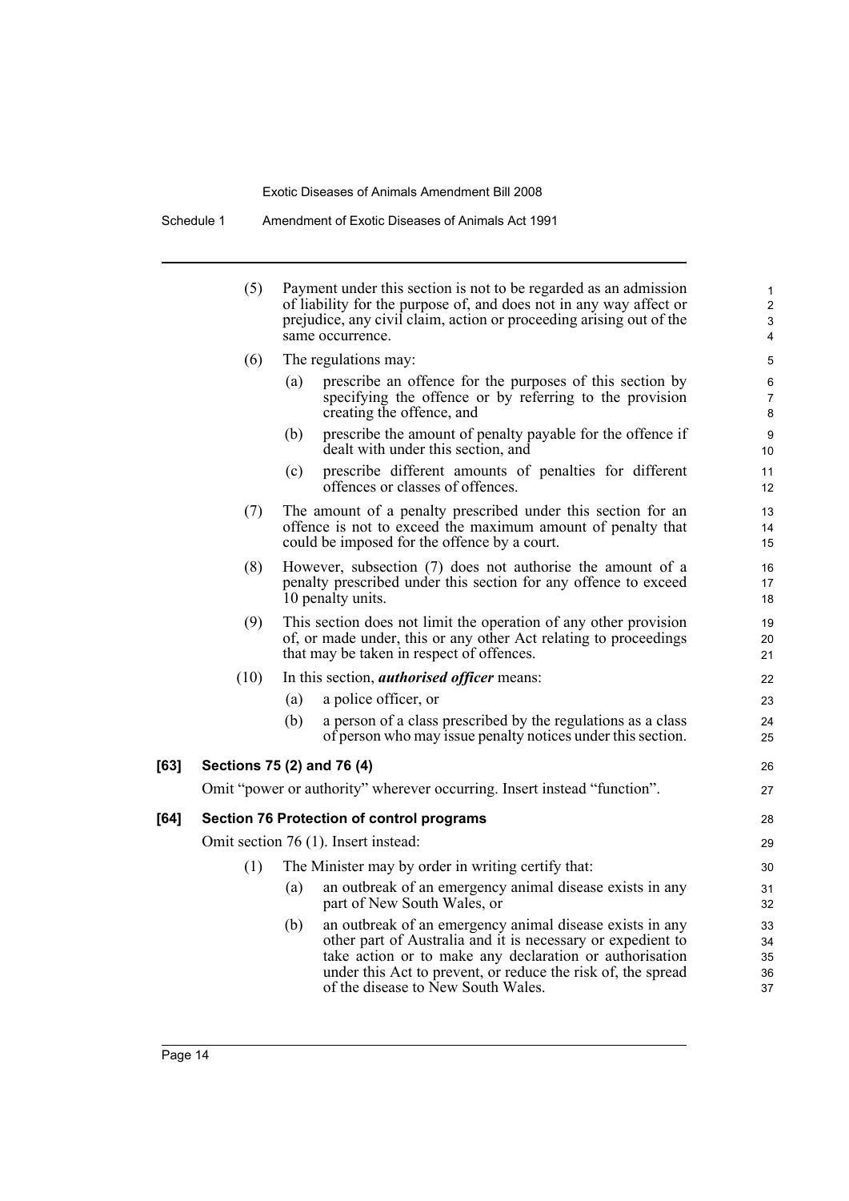(5) Payment under this section is not to be regarded as an admission of liability for the purpose of, and does not in any way affect or prejudice, any civil claim, action or proceeding arising out of the same occurrence.

(6) The regulations may:

(a) prescribe an offence for the purposes of this section by specifying the offence or by referring to the provision creating the offence, and

(b) prescribe the amount of penalty payable for the offence if dealt with under this section, and

(c) prescribe different amounts of penalties for different offences or classes of offences.

(7) The amount of a penalty prescribed under this section for an offence is not to exceed the maximum amount of penalty that could be imposed for the offence by a court.

(8) However, subsection (7) does not authorise the amount of a penalty prescribed under this section for any offence to exceed 10 penalty units.

(9) This section does not limit the operation of any other provision of, or made under, this or any other Act relating to proceedings that may be taken in respect of offences.

(10) In this section, ***authorised officer*** means:

(a) a police officer, or

(b) a person of a class prescribed by the regulations as a class of person who may issue penalty notices under this section.

**[63] Sections 75 (2) and 76 (4)**

Omit "power or authority" wherever occurring. Insert instead "function".

**[64] Section 76 Protection of control programs**

Omit section 76 (1). Insert instead:

(1) The Minister may by order in writing certify that:

(a) an outbreak of an emergency animal disease exists in any part of New South Wales, or

(b) an outbreak of an emergency animal disease exists in any other part of Australia and it is necessary or expedient to take action or to make any declaration or authorisation under this Act to prevent, or reduce the risk of, the spread of the disease to New South Wales.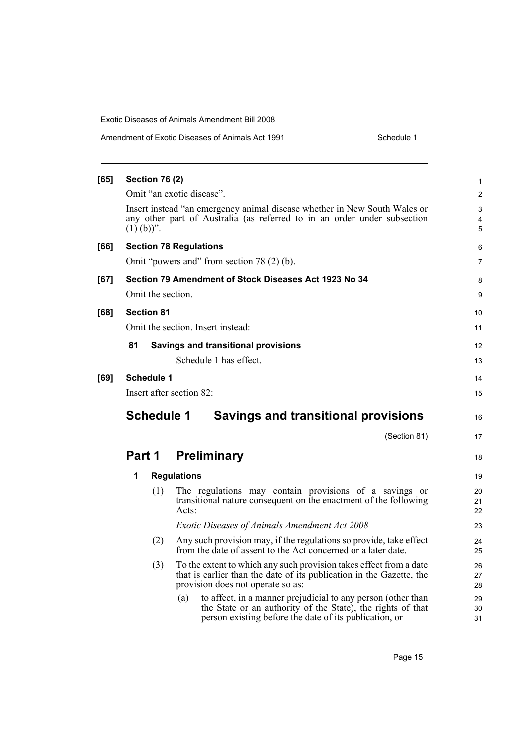**[65] Section 76 (2)**

Omit "an exotic disease".

Insert instead "an emergency animal disease whether in New South Wales or any other part of Australia (as referred to in an order under subsection (1) (b))".

**[66] Section 78 Regulations**

Omit "powers and" from section 78 (2) (b).

**[67] Section 79 Amendment of Stock Diseases Act 1923 No 34**

Omit the section.

**[68] Section 81**

Omit the section. Insert instead:

**81 Savings and transitional provisions**

Schedule 1 has effect.

**[69] Schedule 1**

Insert after section 82:

# Schedule 1 Savings and transitional provisions

(Section 81)

## Part 1 Preliminary

### 1 Regulations

(1) The regulations may contain provisions of a savings or transitional nature consequent on the enactment of the following Acts:

*Exotic Diseases of Animals Amendment Act 2008*

(2) Any such provision may, if the regulations so provide, take effect from the date of assent to the Act concerned or a later date.

(3) To the extent to which any such provision takes effect from a date that is earlier than the date of its publication in the Gazette, the provision does not operate so as:

(a) to affect, in a manner prejudicial to any person (other than the State or an authority of the State), the rights of that person existing before the date of its publication, or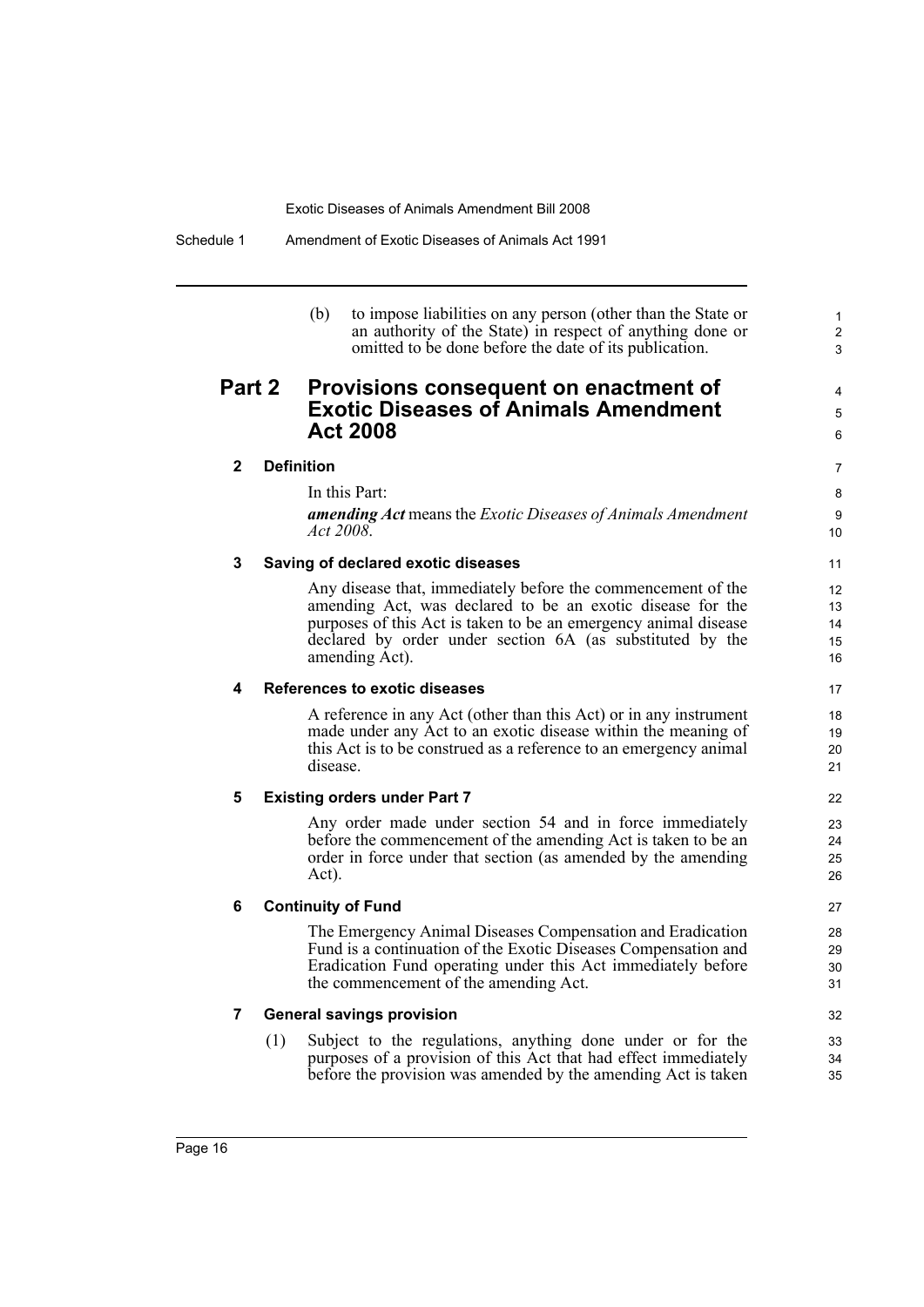(b) to impose liabilities on any person (other than the State or an authority of the State) in respect of anything done or omitted to be done before the date of its publication.

## Part 2 Provisions consequent on enactment of Exotic Diseases of Animals Amendment Act 2008

### 2 Definition

In this Part:

***amending Act*** means the *Exotic Diseases of Animals Amendment Act 2008*.

### 3 Saving of declared exotic diseases

Any disease that, immediately before the commencement of the amending Act, was declared to be an exotic disease for the purposes of this Act is taken to be an emergency animal disease declared by order under section 6A (as substituted by the amending Act).

### 4 References to exotic diseases

A reference in any Act (other than this Act) or in any instrument made under any Act to an exotic disease within the meaning of this Act is to be construed as a reference to an emergency animal disease.

### 5 Existing orders under Part 7

Any order made under section 54 and in force immediately before the commencement of the amending Act is taken to be an order in force under that section (as amended by the amending Act).

### 6 Continuity of Fund

The Emergency Animal Diseases Compensation and Eradication Fund is a continuation of the Exotic Diseases Compensation and Eradication Fund operating under this Act immediately before the commencement of the amending Act.

### 7 General savings provision

(1) Subject to the regulations, anything done under or for the purposes of a provision of this Act that had effect immediately before the provision was amended by the amending Act is taken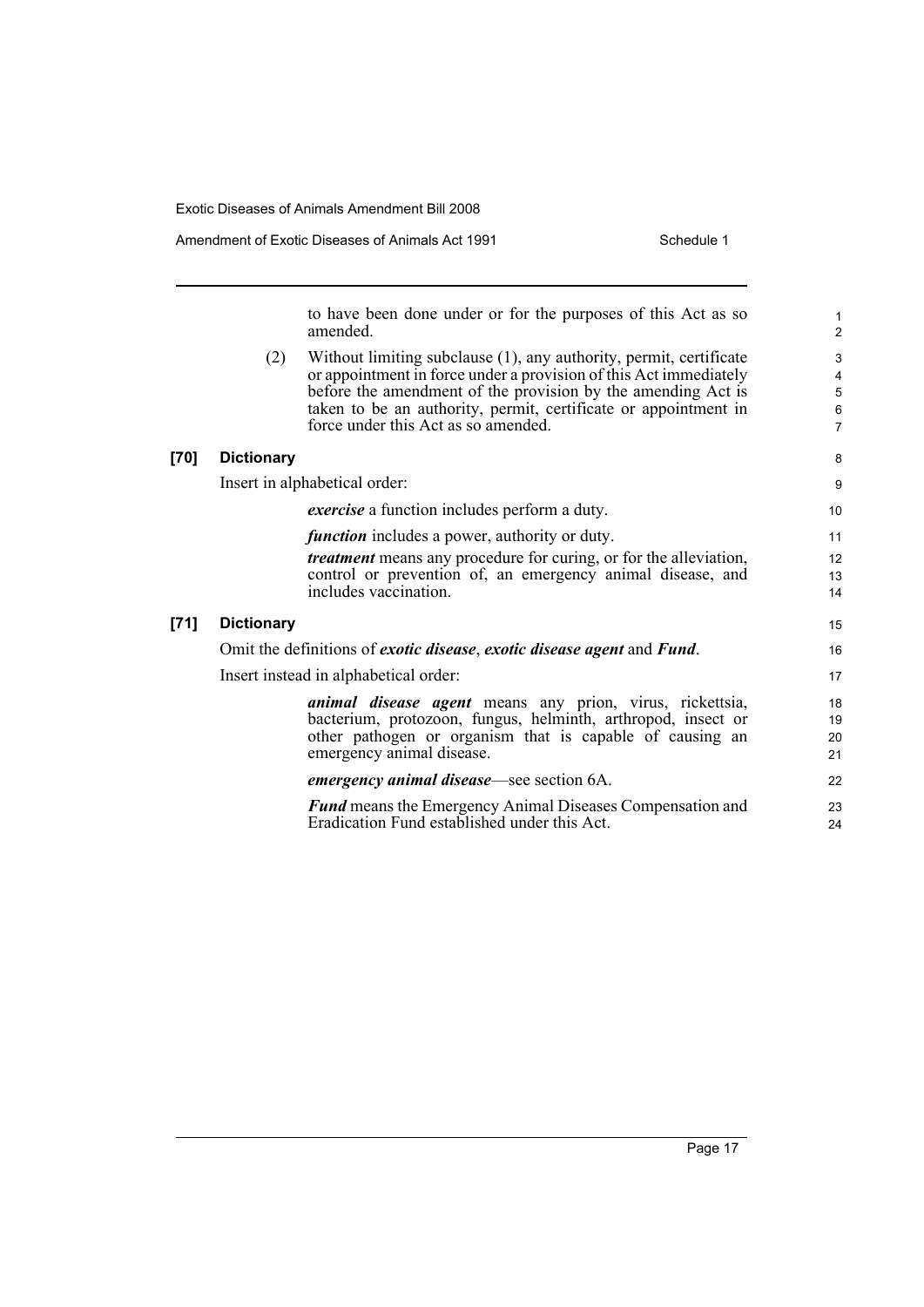to have been done under or for the purposes of this Act as so amended.

(2) Without limiting subclause (1), any authority, permit, certificate or appointment in force under a provision of this Act immediately before the amendment of the provision by the amending Act is taken to be an authority, permit, certificate or appointment in force under this Act as so amended.

**[70] Dictionary**

Insert in alphabetical order:

***exercise*** a function includes perform a duty.

***function*** includes a power, authority or duty.

***treatment*** means any procedure for curing, or for the alleviation, control or prevention of, an emergency animal disease, and includes vaccination.

**[71] Dictionary**

Omit the definitions of ***exotic disease***, ***exotic disease agent*** and ***Fund***.

Insert instead in alphabetical order:

***animal disease agent*** means any prion, virus, rickettsia, bacterium, protozoon, fungus, helminth, arthropod, insect or other pathogen or organism that is capable of causing an emergency animal disease.

***emergency animal disease***—see section 6A.

***Fund*** means the Emergency Animal Diseases Compensation and Eradication Fund established under this Act.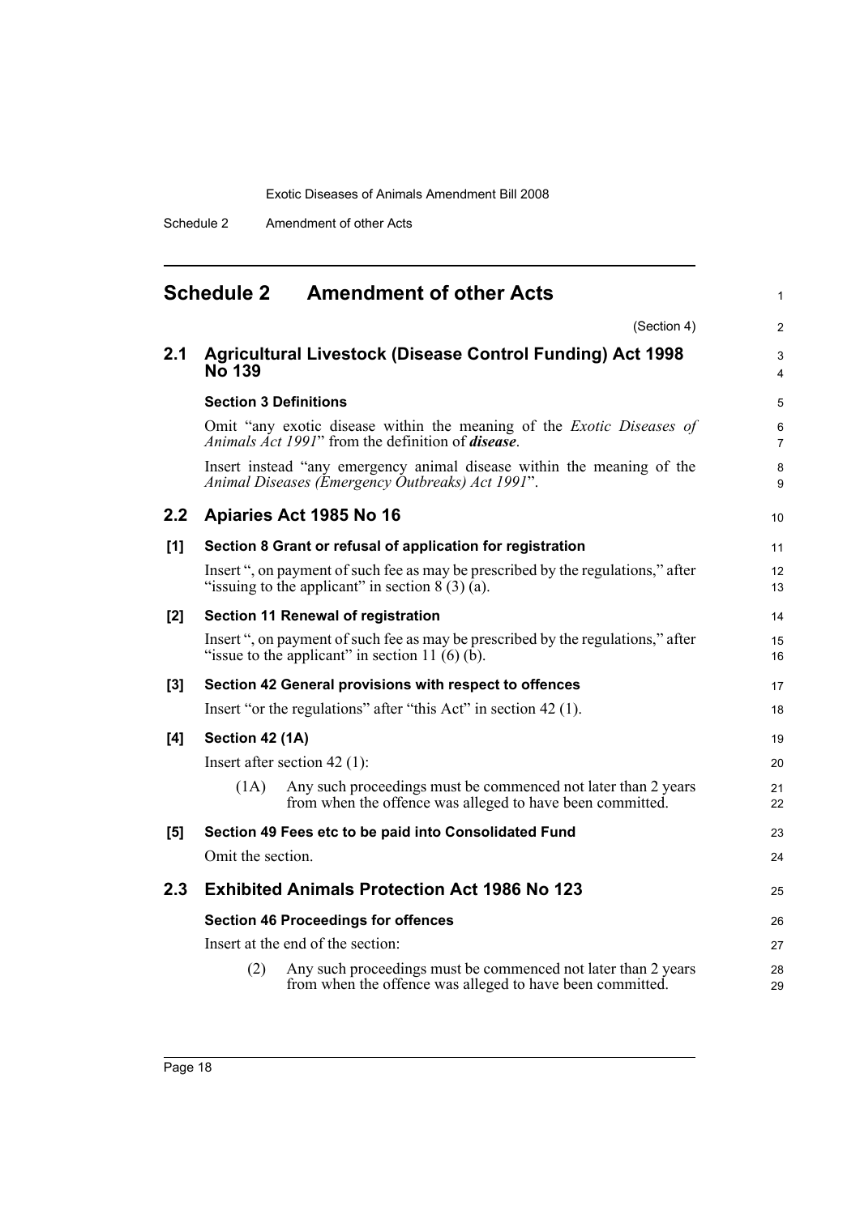# Schedule 2 Amendment of other Acts

(Section 4)

## 2.1 Agricultural Livestock (Disease Control Funding) Act 1998 No 139

### Section 3 Definitions

Omit "any exotic disease within the meaning of the *Exotic Diseases of Animals Act 1991*" from the definition of ***disease***.

Insert instead "any emergency animal disease within the meaning of the *Animal Diseases (Emergency Outbreaks) Act 1991*".

## 2.2 Apiaries Act 1985 No 16

### [1] Section 8 Grant or refusal of application for registration

Insert ", on payment of such fee as may be prescribed by the regulations," after "issuing to the applicant" in section 8 (3) (a).

### [2] Section 11 Renewal of registration

Insert ", on payment of such fee as may be prescribed by the regulations," after "issue to the applicant" in section 11 (6) (b).

### [3] Section 42 General provisions with respect to offences

Insert "or the regulations" after "this Act" in section 42 (1).

### [4] Section 42 (1A)

Insert after section 42 (1):

(1A) Any such proceedings must be commenced not later than 2 years from when the offence was alleged to have been committed.

### [5] Section 49 Fees etc to be paid into Consolidated Fund

Omit the section.

## 2.3 Exhibited Animals Protection Act 1986 No 123

### Section 46 Proceedings for offences

Insert at the end of the section:

(2) Any such proceedings must be commenced not later than 2 years from when the offence was alleged to have been committed.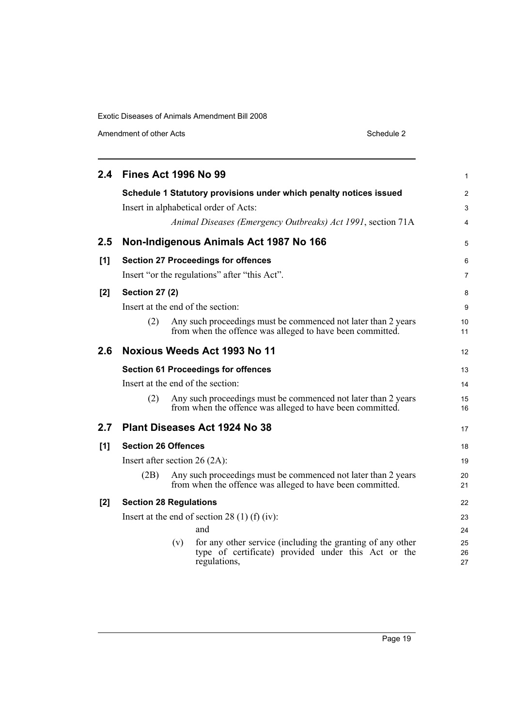## 2.4 Fines Act 1996 No 99

**Schedule 1 Statutory provisions under which penalty notices issued**

Insert in alphabetical order of Acts:

*Animal Diseases (Emergency Outbreaks) Act 1991*, section 71A

## 2.5 Non-Indigenous Animals Act 1987 No 166

**[1] Section 27 Proceedings for offences**

Insert "or the regulations" after "this Act".

**[2] Section 27 (2)**

Insert at the end of the section:

(2) Any such proceedings must be commenced not later than 2 years from when the offence was alleged to have been committed.

## 2.6 Noxious Weeds Act 1993 No 11

**Section 61 Proceedings for offences**

Insert at the end of the section:

(2) Any such proceedings must be commenced not later than 2 years from when the offence was alleged to have been committed.

## 2.7 Plant Diseases Act 1924 No 38

**[1] Section 26 Offences**

Insert after section 26 (2A):

(2B) Any such proceedings must be commenced not later than 2 years from when the offence was alleged to have been committed.

**[2] Section 28 Regulations**

Insert at the end of section 28 (1) (f) (iv):

and

(v) for any other service (including the granting of any other type of certificate) provided under this Act or the regulations,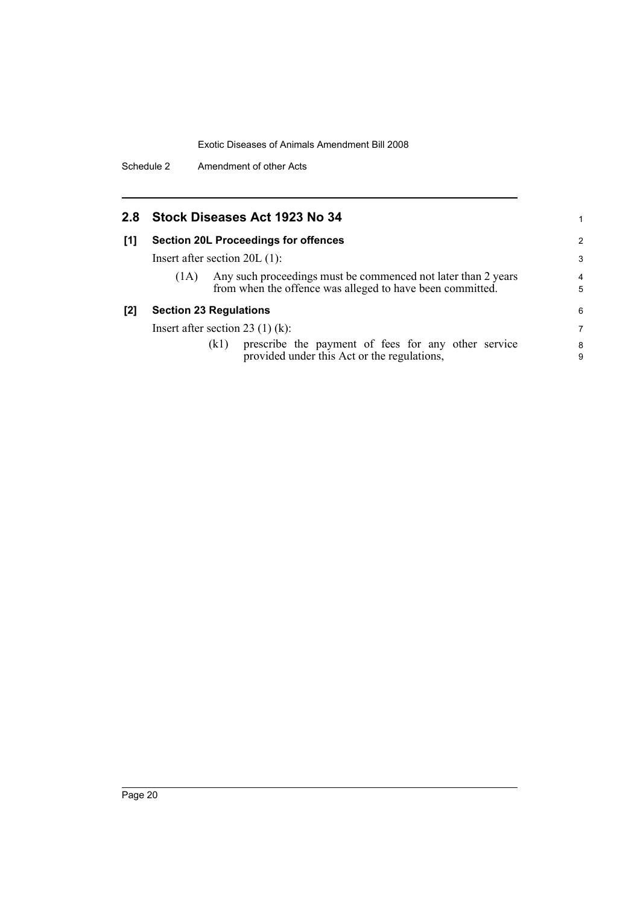## 2.8 Stock Diseases Act 1923 No 34

### [1] Section 20L Proceedings for offences

Insert after section 20L (1):

(1A) Any such proceedings must be commenced not later than 2 years from when the offence was alleged to have been committed.

### [2] Section 23 Regulations

Insert after section 23 (1) (k):

(k1) prescribe the payment of fees for any other service provided under this Act or the regulations,